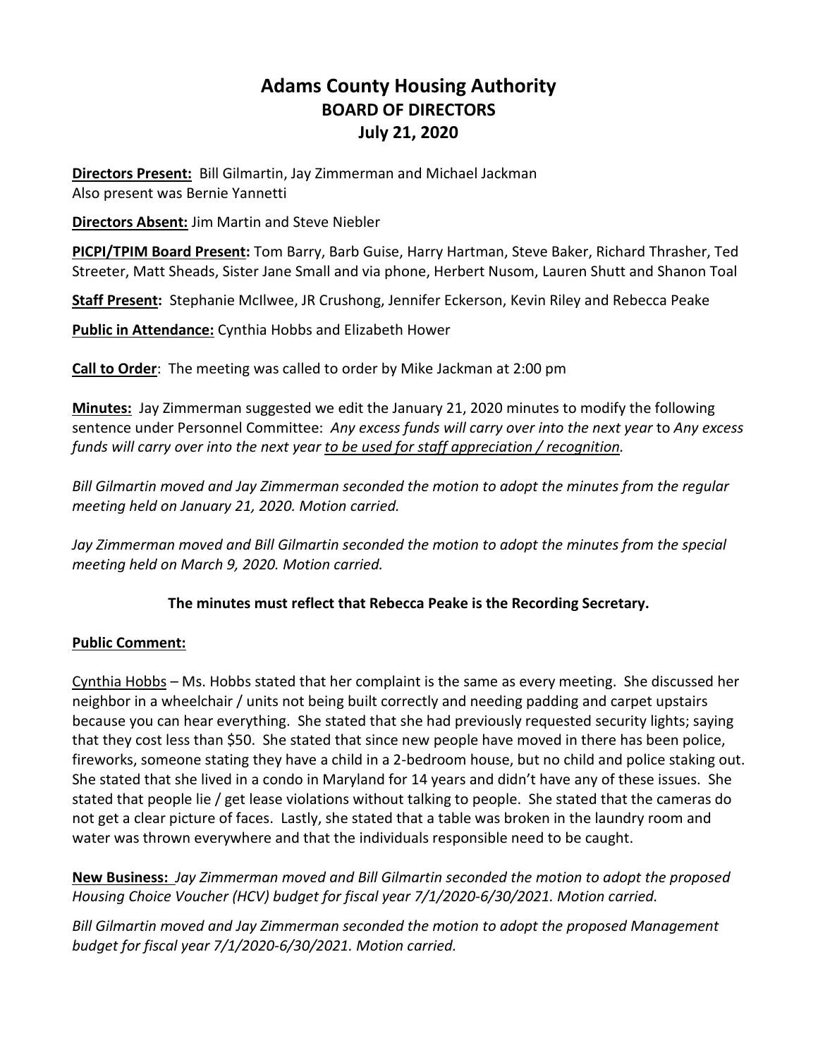# Adams County Housing Authority
## BOARD OF DIRECTORS
## July 21, 2020

**Directors Present:** Bill Gilmartin, Jay Zimmerman and Michael Jackman
Also present was Bernie Yannetti

**Directors Absent:** Jim Martin and Steve Niebler

**PICPI/TPIM Board Present:** Tom Barry, Barb Guise, Harry Hartman, Steve Baker, Richard Thrasher, Ted Streeter, Matt Sheads, Sister Jane Small and via phone, Herbert Nusom, Lauren Shutt and Shanon Toal

**Staff Present:** Stephanie McIlwee, JR Crushong, Jennifer Eckerson, Kevin Riley and Rebecca Peake

**Public in Attendance:** Cynthia Hobbs and Elizabeth Hower

**Call to Order**: The meeting was called to order by Mike Jackman at 2:00 pm

**Minutes:** Jay Zimmerman suggested we edit the January 21, 2020 minutes to modify the following sentence under Personnel Committee: *Any excess funds will carry over into the next year* to *Any excess funds will carry over into the next year <u>to be used for staff appreciation / recognition</u>.*

*Bill Gilmartin moved and Jay Zimmerman seconded the motion to adopt the minutes from the regular meeting held on January 21, 2020. Motion carried.*

*Jay Zimmerman moved and Bill Gilmartin seconded the motion to adopt the minutes from the special meeting held on March 9, 2020. Motion carried.*

**The minutes must reflect that Rebecca Peake is the Recording Secretary.**

**Public Comment:**

<u>Cynthia Hobbs</u> – Ms. Hobbs stated that her complaint is the same as every meeting. She discussed her neighbor in a wheelchair / units not being built correctly and needing padding and carpet upstairs because you can hear everything. She stated that she had previously requested security lights; saying that they cost less than $50. She stated that since new people have moved in there has been police, fireworks, someone stating they have a child in a 2-bedroom house, but no child and police staking out. She stated that she lived in a condo in Maryland for 14 years and didn't have any of these issues. She stated that people lie / get lease violations without talking to people. She stated that the cameras do not get a clear picture of faces. Lastly, she stated that a table was broken in the laundry room and water was thrown everywhere and that the individuals responsible need to be caught.

**New Business:** *Jay Zimmerman moved and Bill Gilmartin seconded the motion to adopt the proposed Housing Choice Voucher (HCV) budget for fiscal year 7/1/2020-6/30/2021. Motion carried.*

*Bill Gilmartin moved and Jay Zimmerman seconded the motion to adopt the proposed Management budget for fiscal year 7/1/2020-6/30/2021. Motion carried.*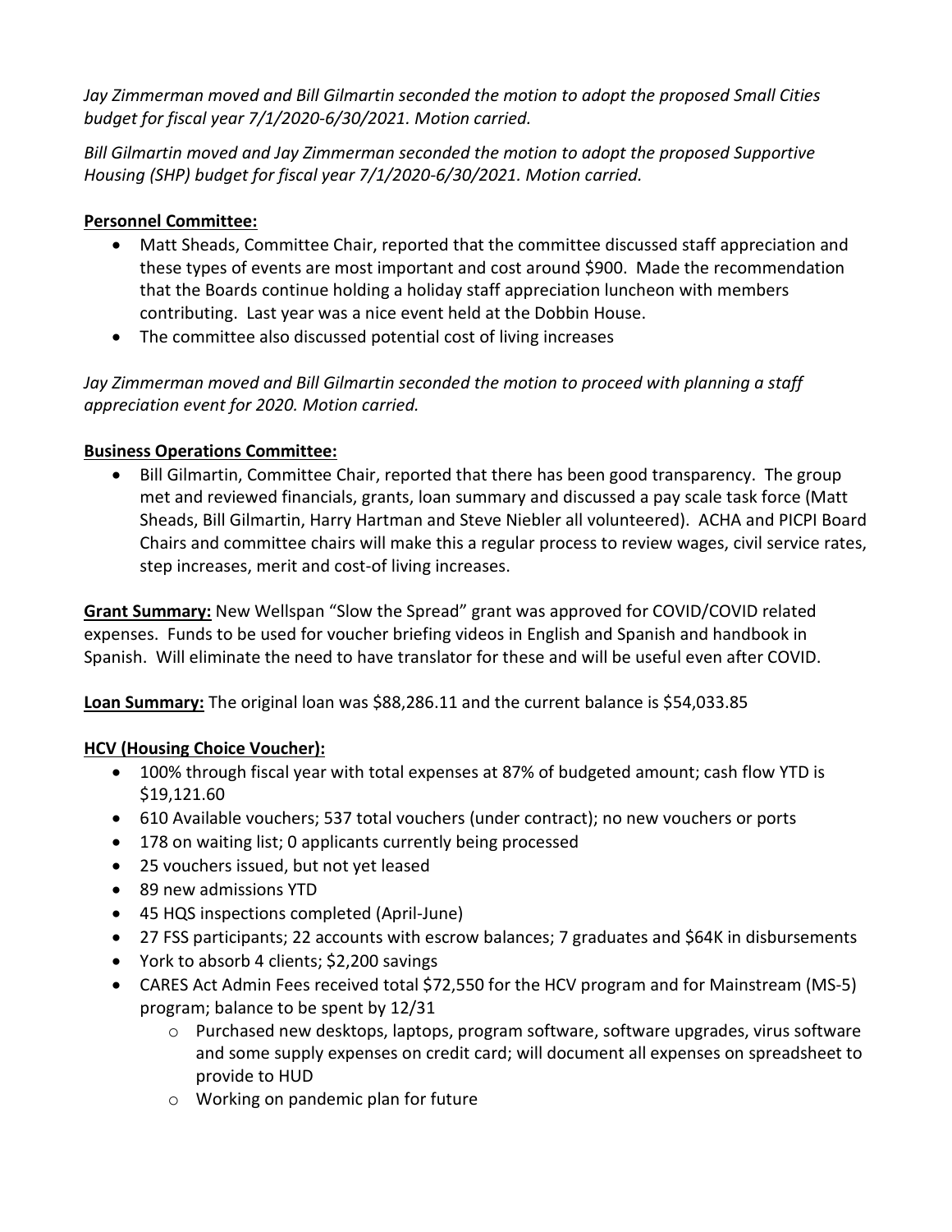*Jay Zimmerman moved and Bill Gilmartin seconded the motion to adopt the proposed Small Cities budget for fiscal year 7/1/2020-6/30/2021. Motion carried.*

*Bill Gilmartin moved and Jay Zimmerman seconded the motion to adopt the proposed Supportive Housing (SHP) budget for fiscal year 7/1/2020-6/30/2021. Motion carried.*

**Personnel Committee:**

- Matt Sheads, Committee Chair, reported that the committee discussed staff appreciation and these types of events are most important and cost around $900. Made the recommendation that the Boards continue holding a holiday staff appreciation luncheon with members contributing. Last year was a nice event held at the Dobbin House.
- The committee also discussed potential cost of living increases

*Jay Zimmerman moved and Bill Gilmartin seconded the motion to proceed with planning a staff appreciation event for 2020. Motion carried.*

**Business Operations Committee:**

- Bill Gilmartin, Committee Chair, reported that there has been good transparency. The group met and reviewed financials, grants, loan summary and discussed a pay scale task force (Matt Sheads, Bill Gilmartin, Harry Hartman and Steve Niebler all volunteered). ACHA and PICPI Board Chairs and committee chairs will make this a regular process to review wages, civil service rates, step increases, merit and cost-of living increases.

**Grant Summary:** New Wellspan "Slow the Spread" grant was approved for COVID/COVID related expenses. Funds to be used for voucher briefing videos in English and Spanish and handbook in Spanish. Will eliminate the need to have translator for these and will be useful even after COVID.

**Loan Summary:** The original loan was $88,286.11 and the current balance is $54,033.85

**HCV (Housing Choice Voucher):**

- 100% through fiscal year with total expenses at 87% of budgeted amount; cash flow YTD is $19,121.60
- 610 Available vouchers; 537 total vouchers (under contract); no new vouchers or ports
- 178 on waiting list; 0 applicants currently being processed
- 25 vouchers issued, but not yet leased
- 89 new admissions YTD
- 45 HQS inspections completed (April-June)
- 27 FSS participants; 22 accounts with escrow balances; 7 graduates and $64K in disbursements
- York to absorb 4 clients; $2,200 savings
- CARES Act Admin Fees received total $72,550 for the HCV program and for Mainstream (MS-5) program; balance to be spent by 12/31
  - Purchased new desktops, laptops, program software, software upgrades, virus software and some supply expenses on credit card; will document all expenses on spreadsheet to provide to HUD
  - Working on pandemic plan for future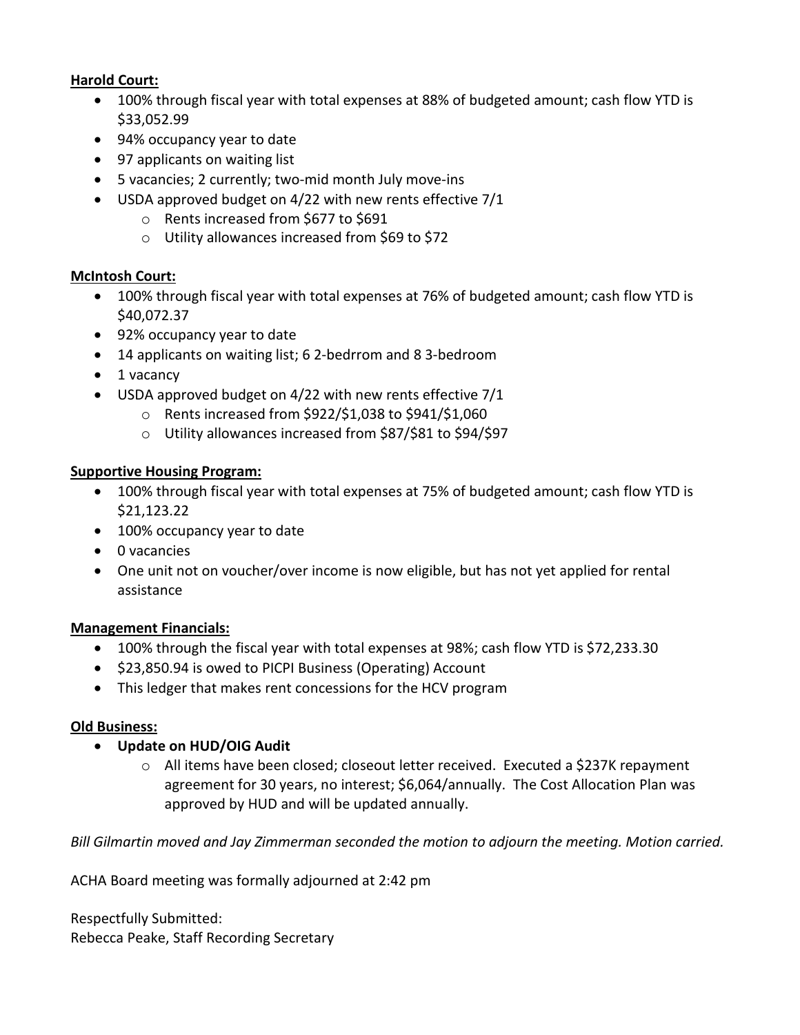**Harold Court:**

- 100% through fiscal year with total expenses at 88% of budgeted amount; cash flow YTD is $33,052.99
- 94% occupancy year to date
- 97 applicants on waiting list
- 5 vacancies; 2 currently; two-mid month July move-ins
- USDA approved budget on 4/22 with new rents effective 7/1
    - Rents increased from $677 to $691
    - Utility allowances increased from $69 to $72

**McIntosh Court:**

- 100% through fiscal year with total expenses at 76% of budgeted amount; cash flow YTD is $40,072.37
- 92% occupancy year to date
- 14 applicants on waiting list; 6 2-bedrrom and 8 3-bedroom
- 1 vacancy
- USDA approved budget on 4/22 with new rents effective 7/1
    - Rents increased from $922/$1,038 to $941/$1,060
    - Utility allowances increased from $87/$81 to $94/$97

**Supportive Housing Program:**

- 100% through fiscal year with total expenses at 75% of budgeted amount; cash flow YTD is $21,123.22
- 100% occupancy year to date
- 0 vacancies
- One unit not on voucher/over income is now eligible, but has not yet applied for rental assistance

**Management Financials:**

- 100% through the fiscal year with total expenses at 98%; cash flow YTD is $72,233.30
- $23,850.94 is owed to PICPI Business (Operating) Account
- This ledger that makes rent concessions for the HCV program

**Old Business:**

- **Update on HUD/OIG Audit**
    - All items have been closed; closeout letter received. Executed a $237K repayment agreement for 30 years, no interest; $6,064/annually. The Cost Allocation Plan was approved by HUD and will be updated annually.

*Bill Gilmartin moved and Jay Zimmerman seconded the motion to adjourn the meeting. Motion carried.*

ACHA Board meeting was formally adjourned at 2:42 pm

Respectfully Submitted:
Rebecca Peake, Staff Recording Secretary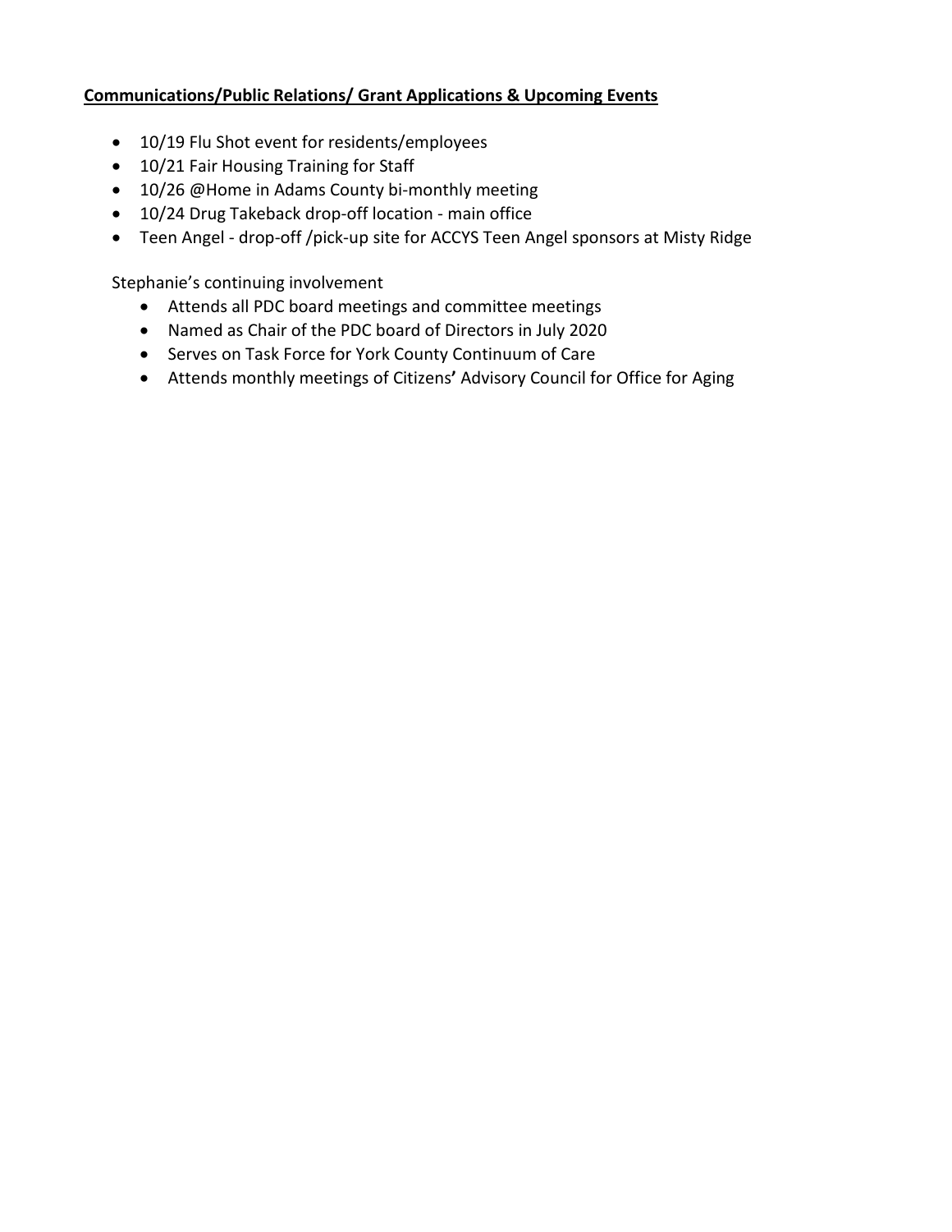**Communications/Public Relations/ Grant Applications & Upcoming Events**

- 10/19 Flu Shot event for residents/employees
- 10/21 Fair Housing Training for Staff
- 10/26 @Home in Adams County bi-monthly meeting
- 10/24 Drug Takeback drop-off location - main office
- Teen Angel - drop-off /pick-up site for ACCYS Teen Angel sponsors at Misty Ridge

Stephanie's continuing involvement

- Attends all PDC board meetings and committee meetings
- Named as Chair of the PDC board of Directors in July 2020
- Serves on Task Force for York County Continuum of Care
- Attends monthly meetings of Citizens' Advisory Council for Office for Aging